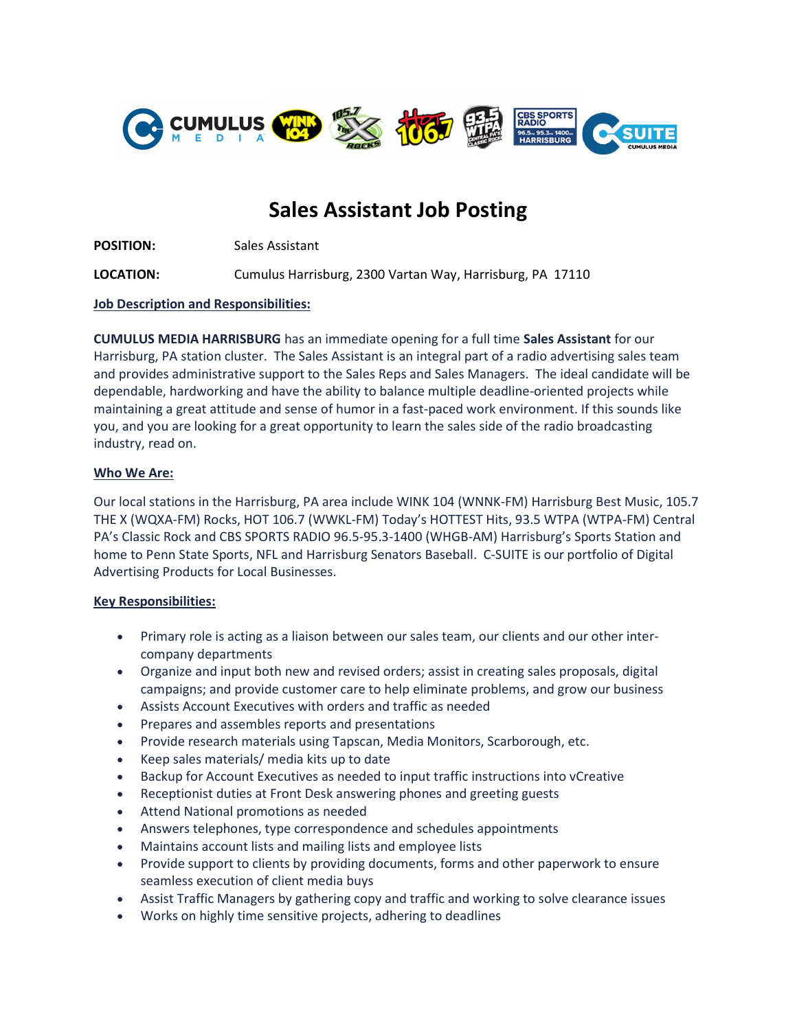# Sales Assistant Job Posting

**POSITION:** Sales Assistant

**LOCATION:** Cumulus Harrisburg, 2300 Vartan Way, Harrisburg, PA 17110

**Job Description and Responsibilities:**

**CUMULUS MEDIA HARRISBURG** has an immediate opening for a full time **Sales Assistant** for our Harrisburg, PA station cluster. The Sales Assistant is an integral part of a radio advertising sales team and provides administrative support to the Sales Reps and Sales Managers. The ideal candidate will be dependable, hardworking and have the ability to balance multiple deadline-oriented projects while maintaining a great attitude and sense of humor in a fast-paced work environment. If this sounds like you, and you are looking for a great opportunity to learn the sales side of the radio broadcasting industry, read on.

**Who We Are:**

Our local stations in the Harrisburg, PA area include WINK 104 (WNNK-FM) Harrisburg Best Music, 105.7 THE X (WQXA-FM) Rocks, HOT 106.7 (WWKL-FM) Today's HOTTEST Hits, 93.5 WTPA (WTPA-FM) Central PA's Classic Rock and CBS SPORTS RADIO 96.5-95.3-1400 (WHGB-AM) Harrisburg's Sports Station and home to Penn State Sports, NFL and Harrisburg Senators Baseball. C-SUITE is our portfolio of Digital Advertising Products for Local Businesses.

**Key Responsibilities:**

- Primary role is acting as a liaison between our sales team, our clients and our other inter-company departments
- Organize and input both new and revised orders; assist in creating sales proposals, digital campaigns; and provide customer care to help eliminate problems, and grow our business
- Assists Account Executives with orders and traffic as needed
- Prepares and assembles reports and presentations
- Provide research materials using Tapscan, Media Monitors, Scarborough, etc.
- Keep sales materials/ media kits up to date
- Backup for Account Executives as needed to input traffic instructions into vCreative
- Receptionist duties at Front Desk answering phones and greeting guests
- Attend National promotions as needed
- Answers telephones, type correspondence and schedules appointments
- Maintains account lists and mailing lists and employee lists
- Provide support to clients by providing documents, forms and other paperwork to ensure seamless execution of client media buys
- Assist Traffic Managers by gathering copy and traffic and working to solve clearance issues
- Works on highly time sensitive projects, adhering to deadlines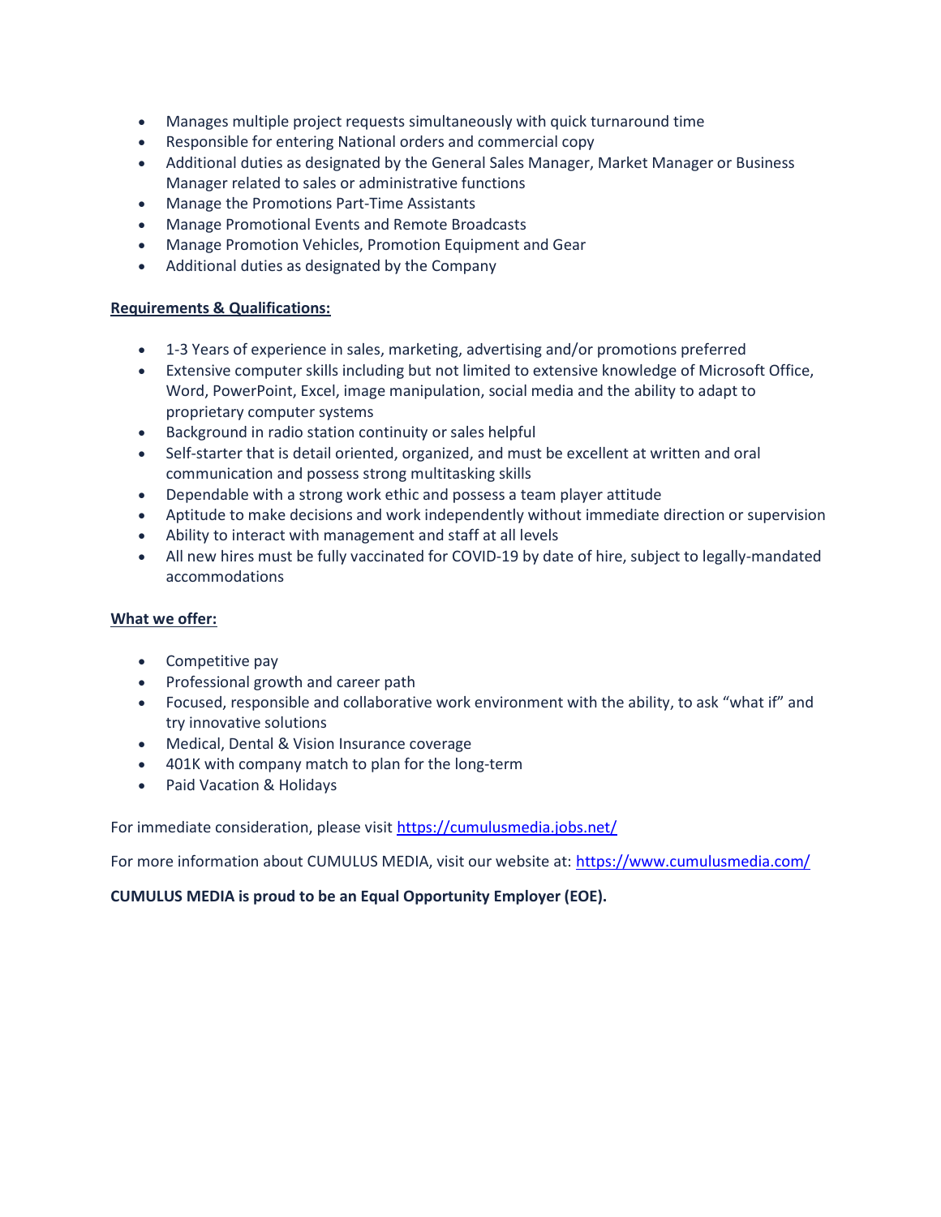- Manages multiple project requests simultaneously with quick turnaround time
- Responsible for entering National orders and commercial copy
- Additional duties as designated by the General Sales Manager, Market Manager or Business Manager related to sales or administrative functions
- Manage the Promotions Part-Time Assistants
- Manage Promotional Events and Remote Broadcasts
- Manage Promotion Vehicles, Promotion Equipment and Gear
- Additional duties as designated by the Company

**Requirements & Qualifications:**

- 1-3 Years of experience in sales, marketing, advertising and/or promotions preferred
- Extensive computer skills including but not limited to extensive knowledge of Microsoft Office, Word, PowerPoint, Excel, image manipulation, social media and the ability to adapt to proprietary computer systems
- Background in radio station continuity or sales helpful
- Self-starter that is detail oriented, organized, and must be excellent at written and oral communication and possess strong multitasking skills
- Dependable with a strong work ethic and possess a team player attitude
- Aptitude to make decisions and work independently without immediate direction or supervision
- Ability to interact with management and staff at all levels
- All new hires must be fully vaccinated for COVID-19 by date of hire, subject to legally-mandated accommodations

**What we offer:**

- Competitive pay
- Professional growth and career path
- Focused, responsible and collaborative work environment with the ability, to ask "what if" and try innovative solutions
- Medical, Dental & Vision Insurance coverage
- 401K with company match to plan for the long-term
- Paid Vacation & Holidays

For immediate consideration, please visit [https://cumulusmedia.jobs.net/](https://cumulusmedia.jobs.net/)

For more information about CUMULUS MEDIA, visit our website at: [https://www.cumulusmedia.com/](https://www.cumulusmedia.com/)

**CUMULUS MEDIA is proud to be an Equal Opportunity Employer (EOE).**